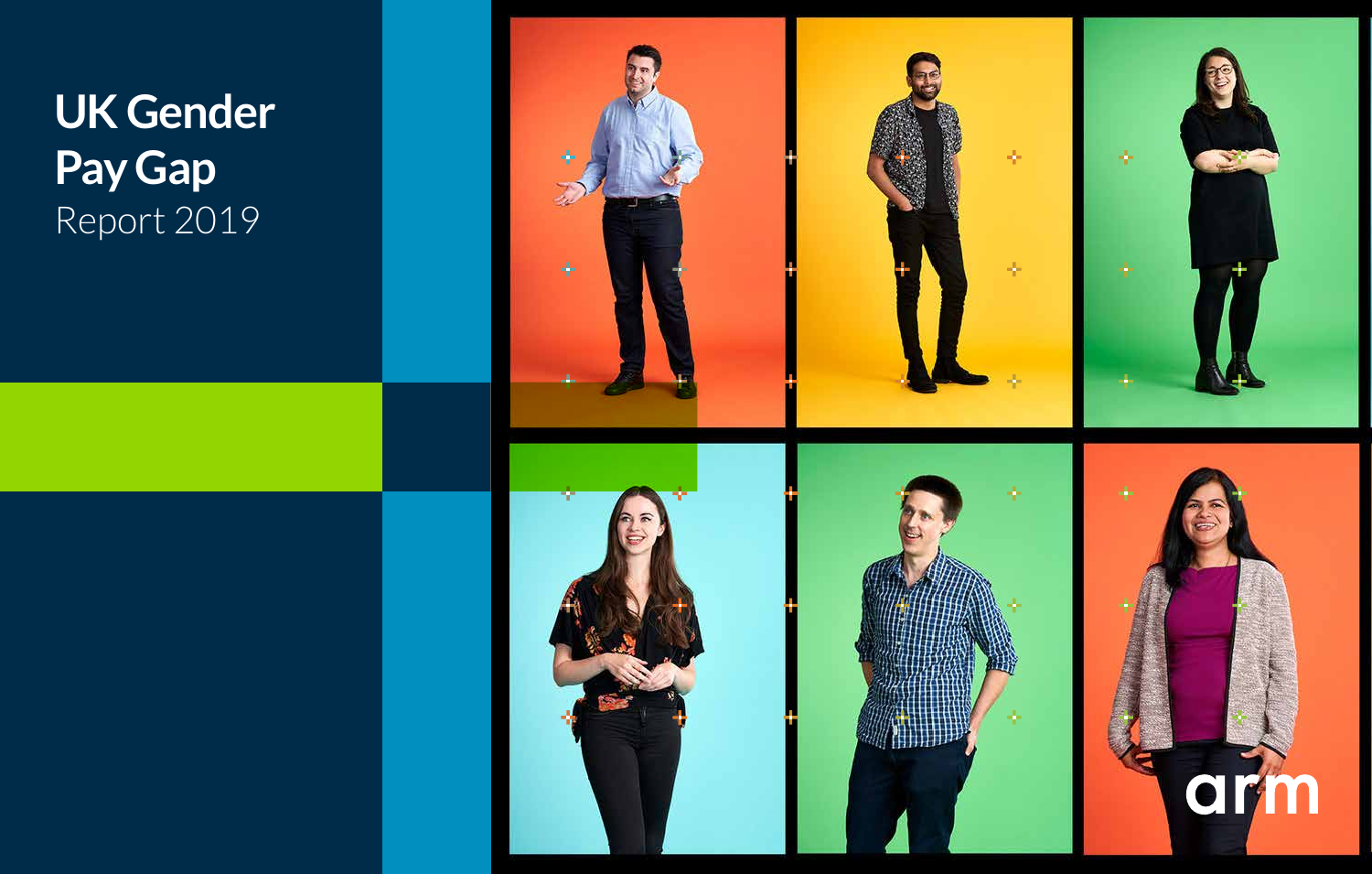# UK Gender Pay Gap
Report 2019

arm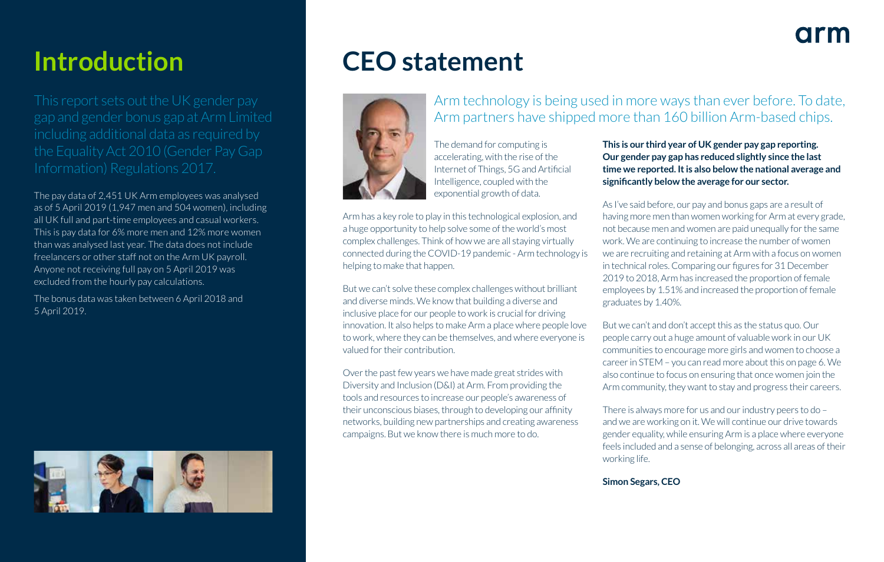# Introduction

This report sets out the UK gender pay gap and gender bonus gap at Arm Limited including additional data as required by the Equality Act 2010 (Gender Pay Gap Information) Regulations 2017.

The pay data of 2,451 UK Arm employees was analysed as of 5 April 2019 (1,947 men and 504 women), including all UK full and part-time employees and casual workers. This is pay data for 6% more men and 12% more women than was analysed last year. The data does not include freelancers or other staff not on the Arm UK payroll. Anyone not receiving full pay on 5 April 2019 was excluded from the hourly pay calculations.

The bonus data was taken between 6 April 2018 and 5 April 2019.

# CEO statement

Arm technology is being used in more ways than ever before. To date, Arm partners have shipped more than 160 billion Arm-based chips.

The demand for computing is accelerating, with the rise of the Internet of Things, 5G and Artificial Intelligence, coupled with the exponential growth of data.

Arm has a key role to play in this technological explosion, and a huge opportunity to help solve some of the world's most complex challenges. Think of how we are all staying virtually connected during the COVID-19 pandemic - Arm technology is helping to make that happen.

But we can't solve these complex challenges without brilliant and diverse minds. We know that building a diverse and inclusive place for our people to work is crucial for driving innovation. It also helps to make Arm a place where people love to work, where they can be themselves, and where everyone is valued for their contribution.

Over the past few years we have made great strides with Diversity and Inclusion (D&I) at Arm. From providing the tools and resources to increase our people's awareness of their unconscious biases, through to developing our affinity networks, building new partnerships and creating awareness campaigns. But we know there is much more to do.

**This is our third year of UK gender pay gap reporting. Our gender pay gap has reduced slightly since the last time we reported. It is also below the national average and significantly below the average for our sector.**

As I've said before, our pay and bonus gaps are a result of having more men than women working for Arm at every grade, not because men and women are paid unequally for the same work. We are continuing to increase the number of women we are recruiting and retaining at Arm with a focus on women in technical roles. Comparing our figures for 31 December 2019 to 2018, Arm has increased the proportion of female employees by 1.51% and increased the proportion of female graduates by 1.40%.

But we can't and don't accept this as the status quo. Our people carry out a huge amount of valuable work in our UK communities to encourage more girls and women to choose a career in STEM – you can read more about this on page 6. We also continue to focus on ensuring that once women join the Arm community, they want to stay and progress their careers.

There is always more for us and our industry peers to do – and we are working on it. We will continue our drive towards gender equality, while ensuring Arm is a place where everyone feels included and a sense of belonging, across all areas of their working life.

**Simon Segars, CEO**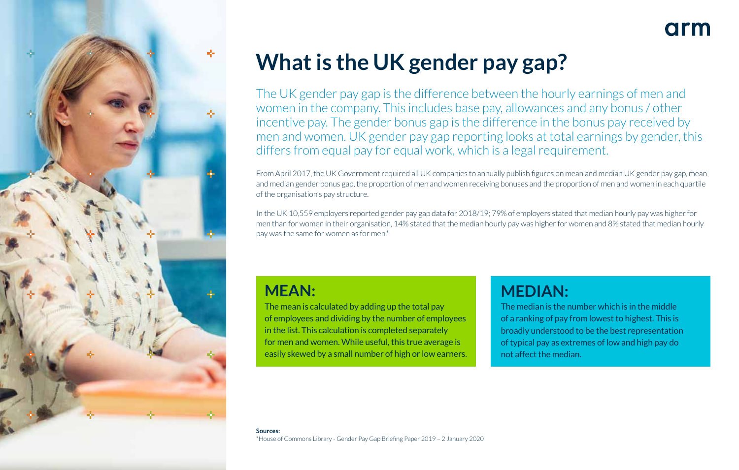# What is the UK gender pay gap?

The UK gender pay gap is the difference between the hourly earnings of men and women in the company. This includes base pay, allowances and any bonus / other incentive pay. The gender bonus gap is the difference in the bonus pay received by men and women. UK gender pay gap reporting looks at total earnings by gender, this differs from equal pay for equal work, which is a legal requirement.

From April 2017, the UK Government required all UK companies to annually publish figures on mean and median UK gender pay gap, mean and median gender bonus gap, the proportion of men and women receiving bonuses and the proportion of men and women in each quartile of the organisation's pay structure.

In the UK 10,559 employers reported gender pay gap data for 2018/19; 79% of employers stated that median hourly pay was higher for men than for women in their organisation, 14% stated that the median hourly pay was higher for women and 8% stated that median hourly pay was the same for women as for men.*

## MEAN:

The mean is calculated by adding up the total pay of employees and dividing by the number of employees in the list. This calculation is completed separately for men and women. While useful, this true average is easily skewed by a small number of high or low earners.

## MEDIAN:

The median is the number which is in the middle of a ranking of pay from lowest to highest. This is broadly understood to be the best representation of typical pay as extremes of low and high pay do not affect the median.

**Sources:**
*House of Commons Library - Gender Pay Gap Briefing Paper 2019 – 2 January 2020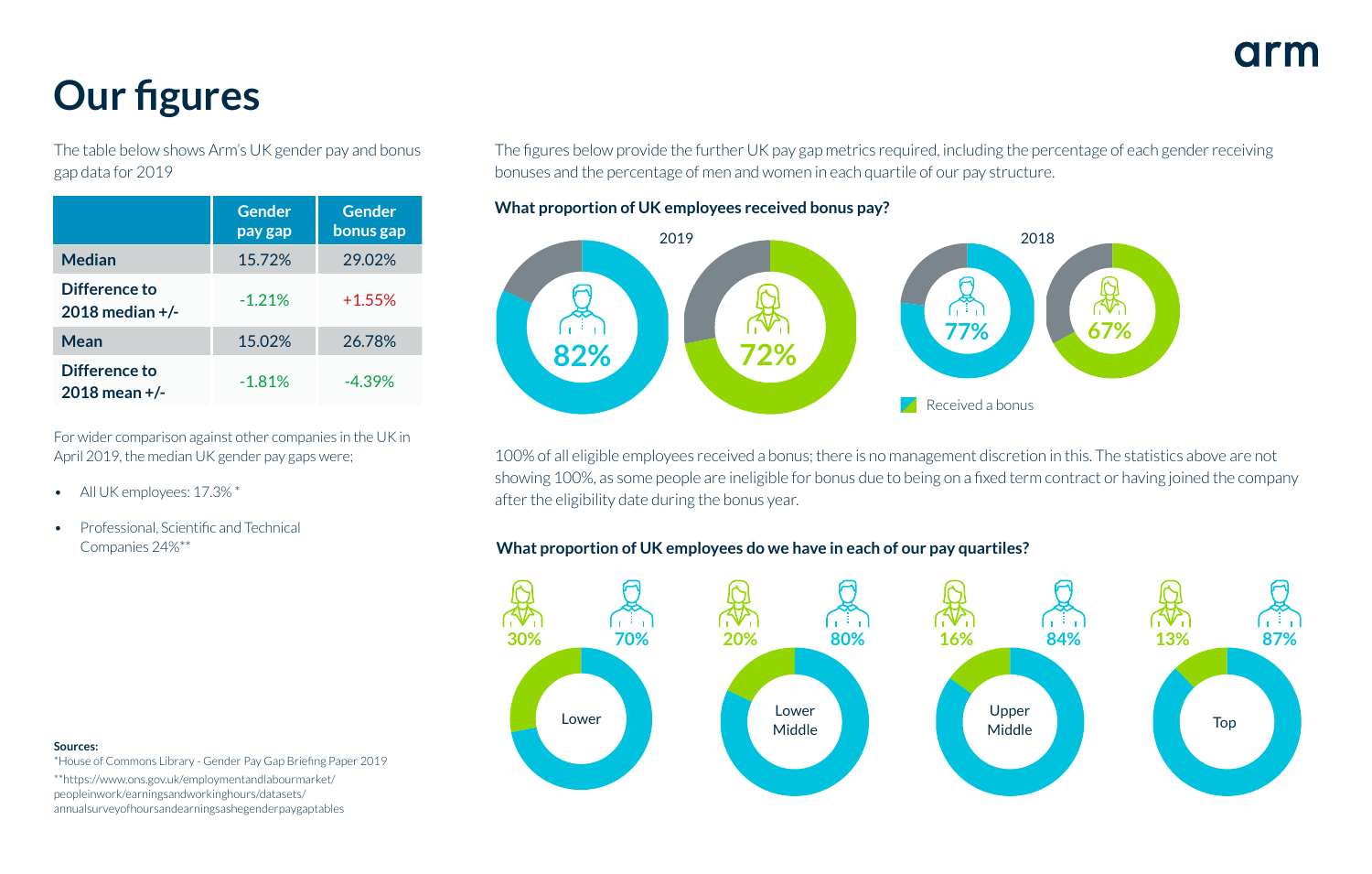# Our figures

The table below shows Arm's UK gender pay and bonus gap data for 2019

| | Gender pay gap | Gender bonus gap |
|---|---|---|
| **Median** | 15.72% | 29.02% |
| **Difference to 2018 median +/-** | -1.21% | +1.55% |
| **Mean** | 15.02% | 26.78% |
| **Difference to 2018 mean +/-** | -1.81% | -4.39% |

For wider comparison against other companies in the UK in April 2019, the median UK gender pay gaps were;

- All UK employees: 17.3% *
- Professional, Scientific and Technical Companies 24%**

The figures below provide the further UK pay gap metrics required, including the percentage of each gender receiving bonuses and the percentage of men and women in each quartile of our pay structure.

### What proportion of UK employees received bonus pay?

2019

82%

72%

2018

77%

67%

Received a bonus

100% of all eligible employees received a bonus; there is no management discretion in this. The statistics above are not showing 100%, as some people are ineligible for bonus due to being on a fixed term contract or having joined the company after the eligibility date during the bonus year.

### What proportion of UK employees do we have in each of our pay quartiles?

Lower: 30% 70%

Lower Middle: 20% 80%

Upper Middle: 16% 84%

Top: 13% 87%

**Sources:**

*House of Commons Library - Gender Pay Gap Briefing Paper 2019

**https://www.ons.gov.uk/employmentandlabourmarket/peopleinwork/earningsandworkinghours/datasets/annualsurveyofhoursandearningsashegenderpaygaptables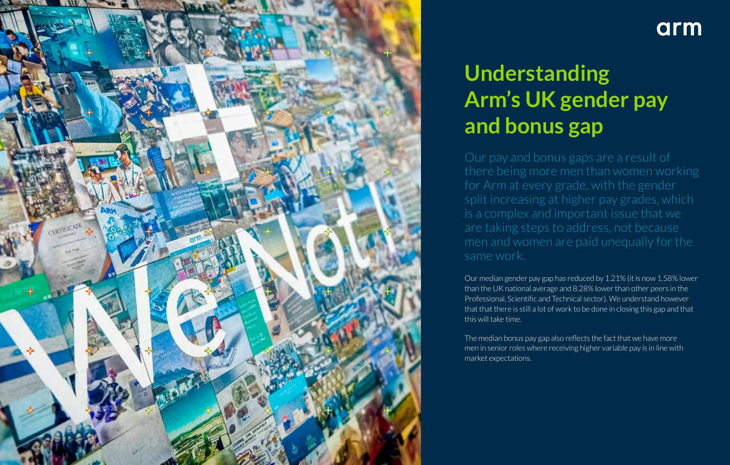# Understanding Arm's UK gender pay and bonus gap

Our pay and bonus gaps are a result of there being more men than women working for Arm at every grade, with the gender split increasing at higher pay grades, which is a complex and important issue that we are taking steps to address, not because men and women are paid unequally for the same work.

Our median gender pay gap has reduced by 1.21% (it is now 1.58% lower than the UK national average and 8.28% lower than other peers in the Professional, Scientific and Technical sector). We understand however that that there is still a lot of work to be done in closing this gap and that this will take time.

The median bonus pay gap also reflects the fact that we have more men in senior roles where receiving higher variable pay is in line with market expectations.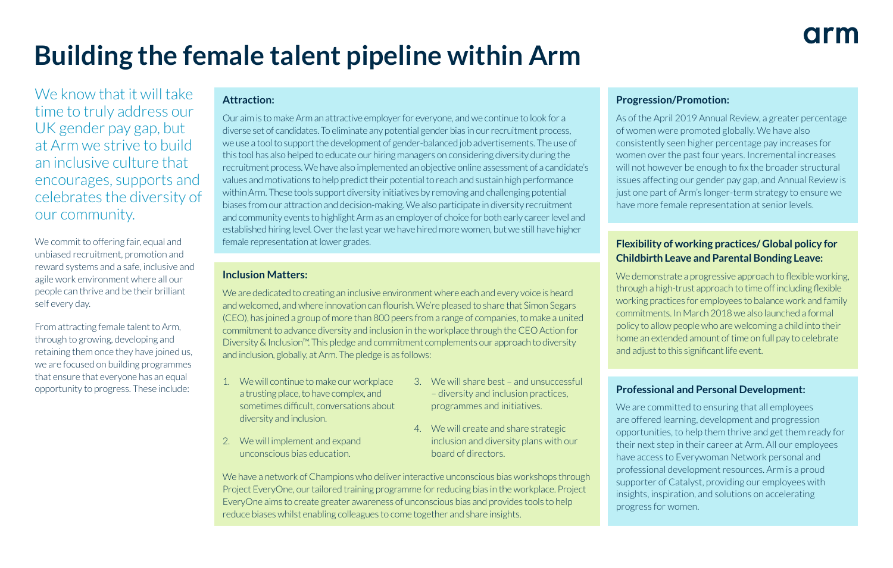# Building the female talent pipeline within Arm

We know that it will take time to truly address our UK gender pay gap, but at Arm we strive to build an inclusive culture that encourages, supports and celebrates the diversity of our community.

We commit to offering fair, equal and unbiased recruitment, promotion and reward systems and a safe, inclusive and agile work environment where all our people can thrive and be their brilliant self every day.

From attracting female talent to Arm, through to growing, developing and retaining them once they have joined us, we are focused on building programmes that ensure that everyone has an equal opportunity to progress. These include:

### Attraction:

Our aim is to make Arm an attractive employer for everyone, and we continue to look for a diverse set of candidates. To eliminate any potential gender bias in our recruitment process, we use a tool to support the development of gender-balanced job advertisements. The use of this tool has also helped to educate our hiring managers on considering diversity during the recruitment process. We have also implemented an objective online assessment of a candidate's values and motivations to help predict their potential to reach and sustain high performance within Arm. These tools support diversity initiatives by removing and challenging potential biases from our attraction and decision-making. We also participate in diversity recruitment and community events to highlight Arm as an employer of choice for both early career level and established hiring level. Over the last year we have hired more women, but we still have higher female representation at lower grades.

### Inclusion Matters:

We are dedicated to creating an inclusive environment where each and every voice is heard and welcomed, and where innovation can flourish. We're pleased to share that Simon Segars (CEO), has joined a group of more than 800 peers from a range of companies, to make a united commitment to advance diversity and inclusion in the workplace through the CEO Action for Diversity & Inclusion™. This pledge and commitment complements our approach to diversity and inclusion, globally, at Arm. The pledge is as follows:

1. We will continue to make our workplace a trusting place, to have complex, and sometimes difficult, conversations about diversity and inclusion.
2. We will implement and expand unconscious bias education.
3. We will share best – and unsuccessful – diversity and inclusion practices, programmes and initiatives.
4. We will create and share strategic inclusion and diversity plans with our board of directors.

We have a network of Champions who deliver interactive unconscious bias workshops through Project EveryOne, our tailored training programme for reducing bias in the workplace. Project EveryOne aims to create greater awareness of unconscious bias and provides tools to help reduce biases whilst enabling colleagues to come together and share insights.

### Progression/Promotion:

As of the April 2019 Annual Review, a greater percentage of women were promoted globally. We have also consistently seen higher percentage pay increases for women over the past four years. Incremental increases will not however be enough to fix the broader structural issues affecting our gender pay gap, and Annual Review is just one part of Arm's longer-term strategy to ensure we have more female representation at senior levels.

### Flexibility of working practices/ Global policy for Childbirth Leave and Parental Bonding Leave:

We demonstrate a progressive approach to flexible working, through a high-trust approach to time off including flexible working practices for employees to balance work and family commitments. In March 2018 we also launched a formal policy to allow people who are welcoming a child into their home an extended amount of time on full pay to celebrate and adjust to this significant life event.

### Professional and Personal Development:

We are committed to ensuring that all employees are offered learning, development and progression opportunities, to help them thrive and get them ready for their next step in their career at Arm. All our employees have access to Everywoman Network personal and professional development resources. Arm is a proud supporter of Catalyst, providing our employees with insights, inspiration, and solutions on accelerating progress for women.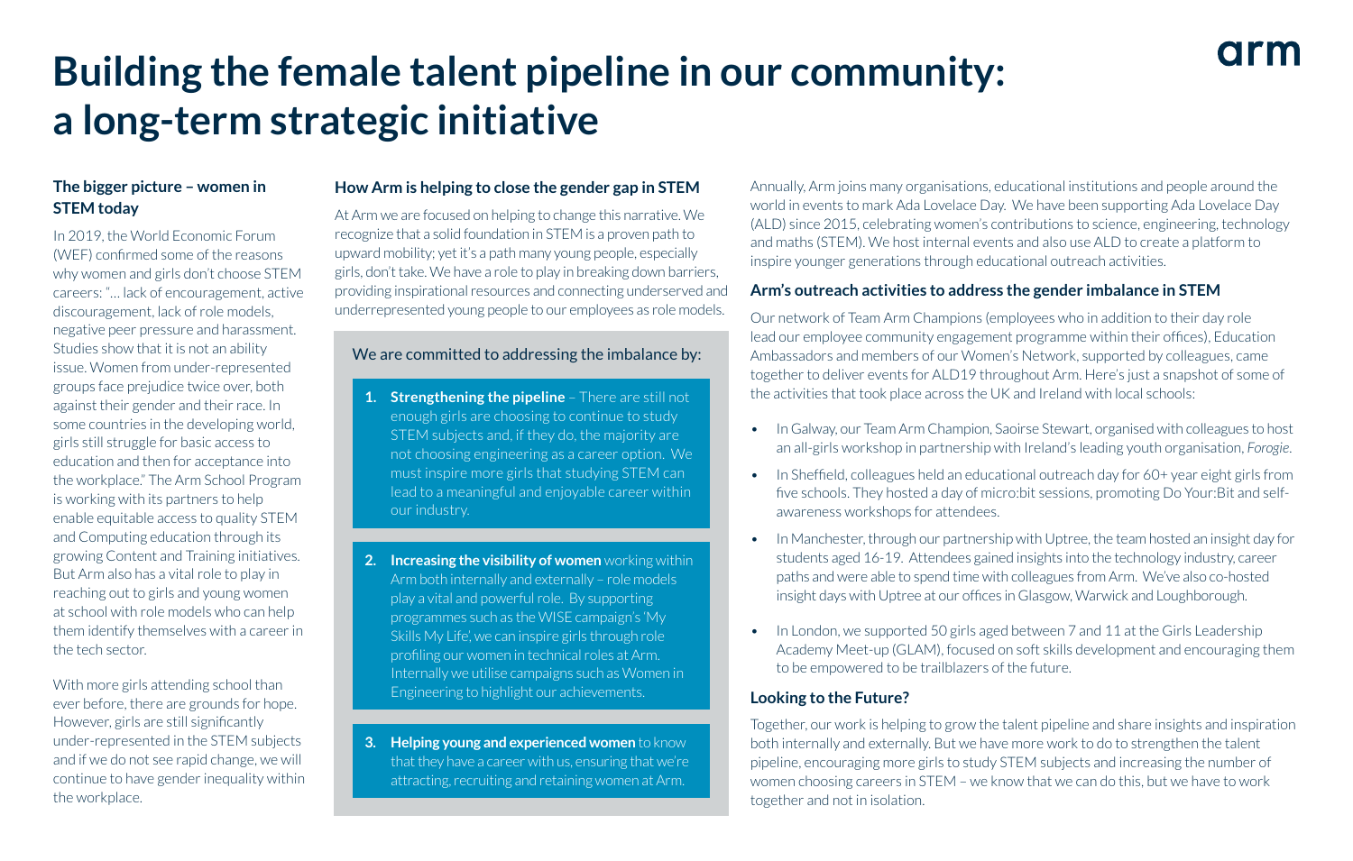# Building the female talent pipeline in our community: a long-term strategic initiative

## The bigger picture – women in STEM today

In 2019, the World Economic Forum (WEF) confirmed some of the reasons why women and girls don't choose STEM careers: "… lack of encouragement, active discouragement, lack of role models, negative peer pressure and harassment. Studies show that it is not an ability issue. Women from under-represented groups face prejudice twice over, both against their gender and their race. In some countries in the developing world, girls still struggle for basic access to education and then for acceptance into the workplace." The Arm School Program is working with its partners to help enable equitable access to quality STEM and Computing education through its growing Content and Training initiatives. But Arm also has a vital role to play in reaching out to girls and young women at school with role models who can help them identify themselves with a career in the tech sector.

With more girls attending school than ever before, there are grounds for hope. However, girls are still significantly under-represented in the STEM subjects and if we do not see rapid change, we will continue to have gender inequality within the workplace.

## How Arm is helping to close the gender gap in STEM

At Arm we are focused on helping to change this narrative. We recognize that a solid foundation in STEM is a proven path to upward mobility; yet it's a path many young people, especially girls, don't take. We have a role to play in breaking down barriers, providing inspirational resources and connecting underserved and underrepresented young people to our employees as role models.

We are committed to addressing the imbalance by:

1. **Strengthening the pipeline** – There are still not enough girls are choosing to continue to study STEM subjects and, if they do, the majority are not choosing engineering as a career option. We must inspire more girls that studying STEM can lead to a meaningful and enjoyable career within our industry.
2. **Increasing the visibility of women** working within Arm both internally and externally – role models play a vital and powerful role. By supporting programmes such as the WISE campaign's 'My Skills My Life', we can inspire girls through role profiling our women in technical roles at Arm. Internally we utilise campaigns such as Women in Engineering to highlight our achievements.
3. **Helping young and experienced women** to know that they have a career with us, ensuring that we're attracting, recruiting and retaining women at Arm.

Annually, Arm joins many organisations, educational institutions and people around the world in events to mark Ada Lovelace Day. We have been supporting Ada Lovelace Day (ALD) since 2015, celebrating women's contributions to science, engineering, technology and maths (STEM). We host internal events and also use ALD to create a platform to inspire younger generations through educational outreach activities.

## Arm's outreach activities to address the gender imbalance in STEM

Our network of Team Arm Champions (employees who in addition to their day role lead our employee community engagement programme within their offices), Education Ambassadors and members of our Women's Network, supported by colleagues, came together to deliver events for ALD19 throughout Arm. Here's just a snapshot of some of the activities that took place across the UK and Ireland with local schools:

- In Galway, our Team Arm Champion, Saoirse Stewart, organised with colleagues to host an all-girls workshop in partnership with Ireland's leading youth organisation, *Forogie*.
- In Sheffield, colleagues held an educational outreach day for 60+ year eight girls from five schools. They hosted a day of micro:bit sessions, promoting Do Your:Bit and self-awareness workshops for attendees.
- In Manchester, through our partnership with Uptree, the team hosted an insight day for students aged 16-19. Attendees gained insights into the technology industry, career paths and were able to spend time with colleagues from Arm. We've also co-hosted insight days with Uptree at our offices in Glasgow, Warwick and Loughborough.
- In London, we supported 50 girls aged between 7 and 11 at the Girls Leadership Academy Meet-up (GLAM), focused on soft skills development and encouraging them to be empowered to be trailblazers of the future.

## Looking to the Future?

Together, our work is helping to grow the talent pipeline and share insights and inspiration both internally and externally. But we have more work to do to strengthen the talent pipeline, encouraging more girls to study STEM subjects and increasing the number of women choosing careers in STEM – we know that we can do this, but we have to work together and not in isolation.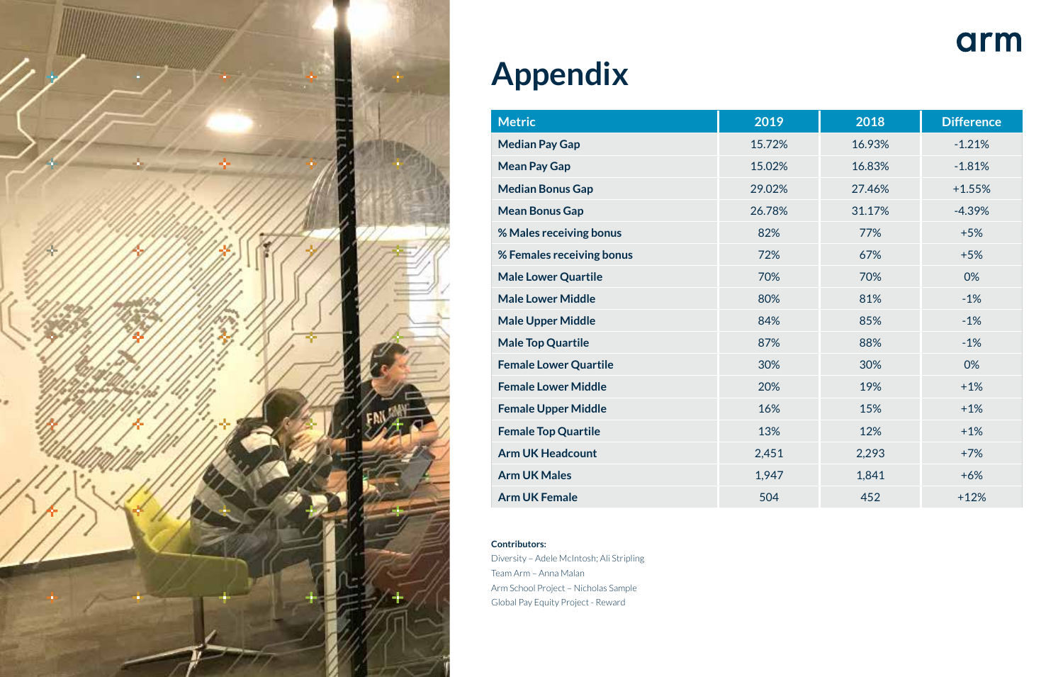# Appendix

| Metric | 2019 | 2018 | Difference |
|---|---|---|---|
| **Median Pay Gap** | 15.72% | 16.93% | -1.21% |
| **Mean Pay Gap** | 15.02% | 16.83% | -1.81% |
| **Median Bonus Gap** | 29.02% | 27.46% | +1.55% |
| **Mean Bonus Gap** | 26.78% | 31.17% | -4.39% |
| **% Males receiving bonus** | 82% | 77% | +5% |
| **% Females receiving bonus** | 72% | 67% | +5% |
| **Male Lower Quartile** | 70% | 70% | 0% |
| **Male Lower Middle** | 80% | 81% | -1% |
| **Male Upper Middle** | 84% | 85% | -1% |
| **Male Top Quartile** | 87% | 88% | -1% |
| **Female Lower Quartile** | 30% | 30% | 0% |
| **Female Lower Middle** | 20% | 19% | +1% |
| **Female Upper Middle** | 16% | 15% | +1% |
| **Female Top Quartile** | 13% | 12% | +1% |
| **Arm UK Headcount** | 2,451 | 2,293 | +7% |
| **Arm UK Males** | 1,947 | 1,841 | +6% |
| **Arm UK Female** | 504 | 452 | +12% |

**Contributors:**

Diversity – Adele McIntosh; Ali Stripling
Team Arm – Anna Malan
Arm School Project – Nicholas Sample
Global Pay Equity Project - Reward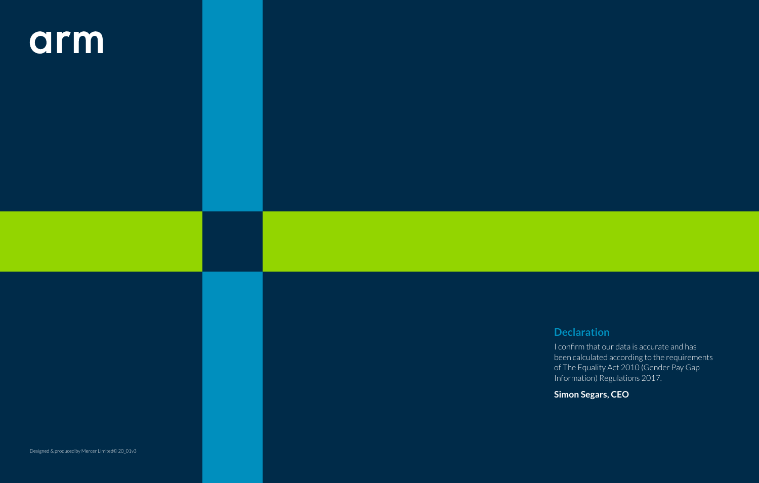arm

## Declaration

I confirm that our data is accurate and has been calculated according to the requirements of The Equality Act 2010 (Gender Pay Gap Information) Regulations 2017.

**Simon Segars, CEO**

Designed & produced by Mercer Limited© 20_01v3